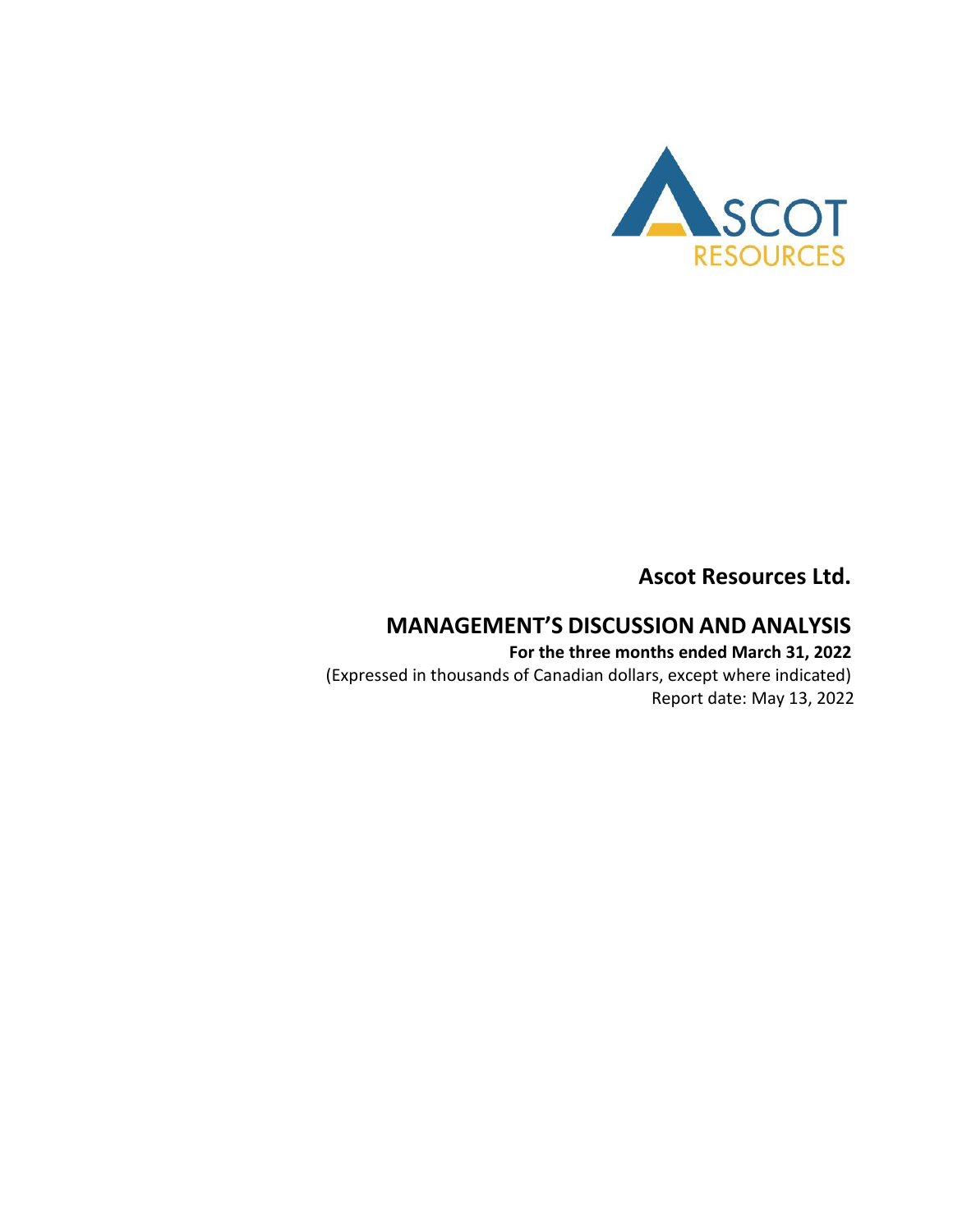Ascot Resources Ltd.

# MANAGEMENT'S DISCUSSION AND ANALYSIS

**For the three months ended March 31, 2022**

(Expressed in thousands of Canadian dollars, except where indicated)

Report date: May 13, 2022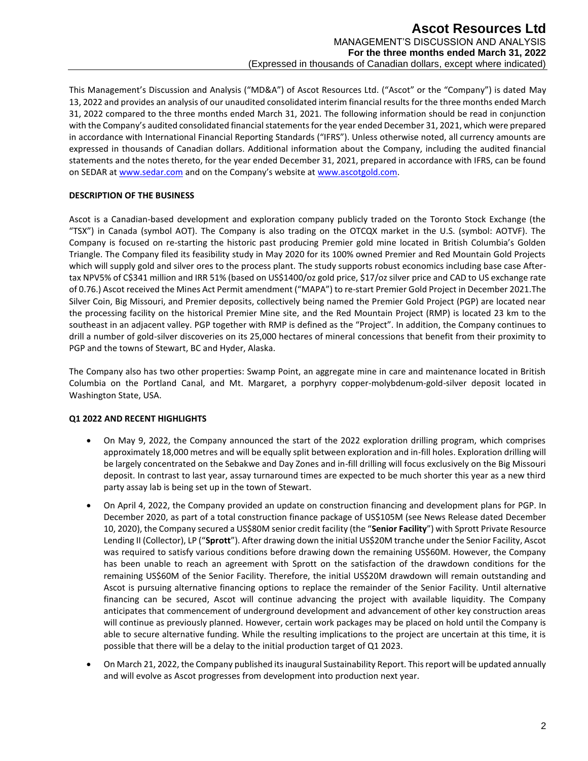This Management's Discussion and Analysis ("MD&A") of Ascot Resources Ltd. ("Ascot" or the "Company") is dated May 13, 2022 and provides an analysis of our unaudited consolidated interim financial results for the three months ended March 31, 2022 compared to the three months ended March 31, 2021. The following information should be read in conjunction with the Company's audited consolidated financial statements for the year ended December 31, 2021, which were prepared in accordance with International Financial Reporting Standards ("IFRS"). Unless otherwise noted, all currency amounts are expressed in thousands of Canadian dollars. Additional information about the Company, including the audited financial statements and the notes thereto, for the year ended December 31, 2021, prepared in accordance with IFRS, can be found on SEDAR at www.sedar.com and on the Company's website at www.ascotgold.com.

**DESCRIPTION OF THE BUSINESS**

Ascot is a Canadian-based development and exploration company publicly traded on the Toronto Stock Exchange (the "TSX") in Canada (symbol AOT). The Company is also trading on the OTCQX market in the U.S. (symbol: AOTVF). The Company is focused on re-starting the historic past producing Premier gold mine located in British Columbia's Golden Triangle. The Company filed its feasibility study in May 2020 for its 100% owned Premier and Red Mountain Gold Projects which will supply gold and silver ores to the process plant. The study supports robust economics including base case After-tax NPV5% of C$341 million and IRR 51% (based on US$1400/oz gold price, $17/oz silver price and CAD to US exchange rate of 0.76.) Ascot received the Mines Act Permit amendment ("MAPA") to re-start Premier Gold Project in December 2021.The Silver Coin, Big Missouri, and Premier deposits, collectively being named the Premier Gold Project (PGP) are located near the processing facility on the historical Premier Mine site, and the Red Mountain Project (RMP) is located 23 km to the southeast in an adjacent valley. PGP together with RMP is defined as the "Project". In addition, the Company continues to drill a number of gold-silver discoveries on its 25,000 hectares of mineral concessions that benefit from their proximity to PGP and the towns of Stewart, BC and Hyder, Alaska.

The Company also has two other properties: Swamp Point, an aggregate mine in care and maintenance located in British Columbia on the Portland Canal, and Mt. Margaret, a porphyry copper-molybdenum-gold-silver deposit located in Washington State, USA.

**Q1 2022 AND RECENT HIGHLIGHTS**

- On May 9, 2022, the Company announced the start of the 2022 exploration drilling program, which comprises approximately 18,000 metres and will be equally split between exploration and in-fill holes. Exploration drilling will be largely concentrated on the Sebakwe and Day Zones and in-fill drilling will focus exclusively on the Big Missouri deposit. In contrast to last year, assay turnaround times are expected to be much shorter this year as a new third party assay lab is being set up in the town of Stewart.
- On April 4, 2022, the Company provided an update on construction financing and development plans for PGP. In December 2020, as part of a total construction finance package of US$105M (see News Release dated December 10, 2020), the Company secured a US$80M senior credit facility (the "**Senior Facility**") with Sprott Private Resource Lending II (Collector), LP ("**Sprott**"). After drawing down the initial US$20M tranche under the Senior Facility, Ascot was required to satisfy various conditions before drawing down the remaining US$60M. However, the Company has been unable to reach an agreement with Sprott on the satisfaction of the drawdown conditions for the remaining US$60M of the Senior Facility. Therefore, the initial US$20M drawdown will remain outstanding and Ascot is pursuing alternative financing options to replace the remainder of the Senior Facility. Until alternative financing can be secured, Ascot will continue advancing the project with available liquidity. The Company anticipates that commencement of underground development and advancement of other key construction areas will continue as previously planned. However, certain work packages may be placed on hold until the Company is able to secure alternative funding. While the resulting implications to the project are uncertain at this time, it is possible that there will be a delay to the initial production target of Q1 2023.
- On March 21, 2022, the Company published its inaugural Sustainability Report. This report will be updated annually and will evolve as Ascot progresses from development into production next year.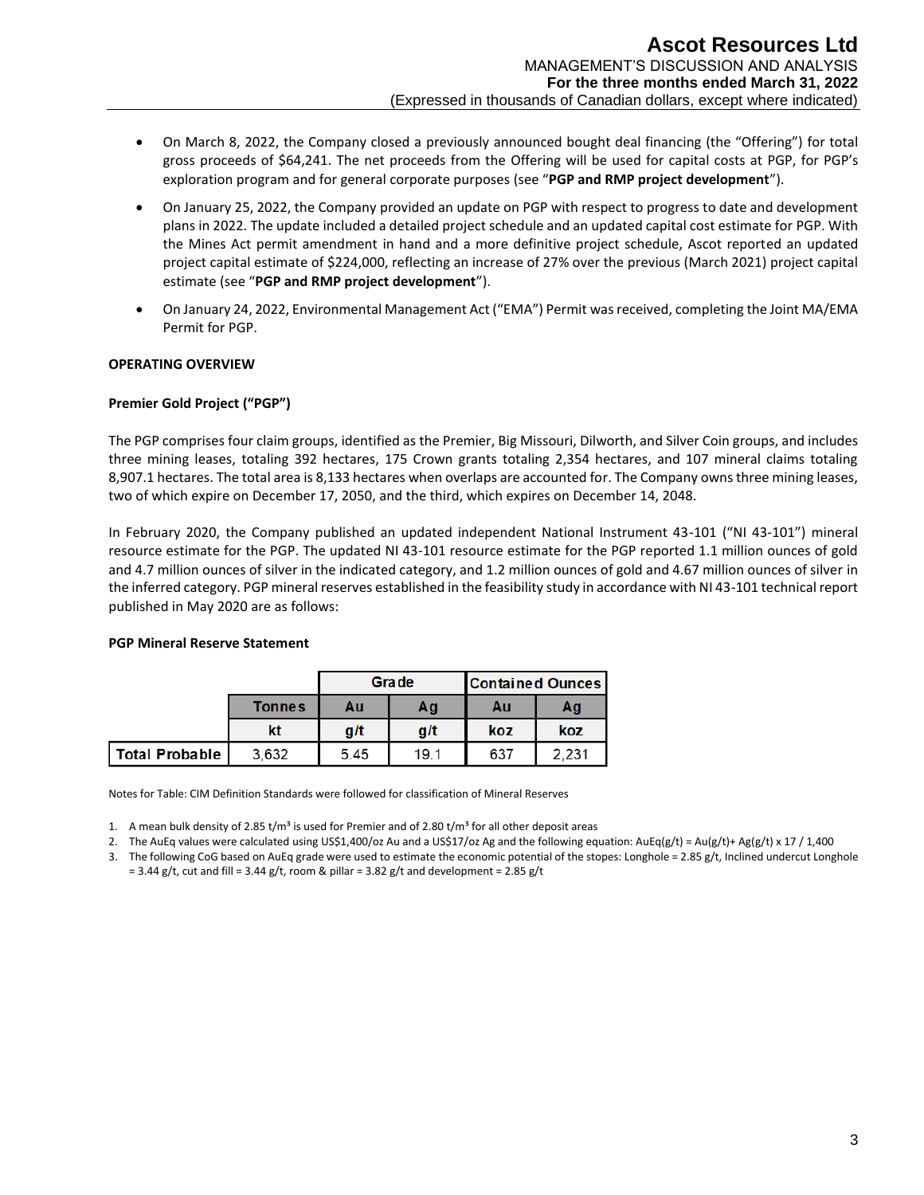- On March 8, 2022, the Company closed a previously announced bought deal financing (the "Offering") for total gross proceeds of $64,241. The net proceeds from the Offering will be used for capital costs at PGP, for PGP's exploration program and for general corporate purposes (see "**PGP and RMP project development**").
- On January 25, 2022, the Company provided an update on PGP with respect to progress to date and development plans in 2022. The update included a detailed project schedule and an updated capital cost estimate for PGP. With the Mines Act permit amendment in hand and a more definitive project schedule, Ascot reported an updated project capital estimate of $224,000, reflecting an increase of 27% over the previous (March 2021) project capital estimate (see "**PGP and RMP project development**").
- On January 24, 2022, Environmental Management Act ("EMA") Permit was received, completing the Joint MA/EMA Permit for PGP.

## OPERATING OVERVIEW

### Premier Gold Project ("PGP")

The PGP comprises four claim groups, identified as the Premier, Big Missouri, Dilworth, and Silver Coin groups, and includes three mining leases, totaling 392 hectares, 175 Crown grants totaling 2,354 hectares, and 107 mineral claims totaling 8,907.1 hectares. The total area is 8,133 hectares when overlaps are accounted for. The Company owns three mining leases, two of which expire on December 17, 2050, and the third, which expires on December 14, 2048.

In February 2020, the Company published an updated independent National Instrument 43-101 ("NI 43-101") mineral resource estimate for the PGP. The updated NI 43-101 resource estimate for the PGP reported 1.1 million ounces of gold and 4.7 million ounces of silver in the indicated category, and 1.2 million ounces of gold and 4.67 million ounces of silver in the inferred category. PGP mineral reserves established in the feasibility study in accordance with NI 43-101 technical report published in May 2020 are as follows:

### PGP Mineral Reserve Statement

| | | Grade | | Contained Ounces | |
|---|---|---|---|---|---|
| | Tonnes | Au | Ag | Au | Ag |
| | kt | g/t | g/t | koz | koz |
| Total Probable | 3,632 | 5.45 | 19.1 | 637 | 2,231 |

Notes for Table: CIM Definition Standards were followed for classification of Mineral Reserves

1. A mean bulk density of 2.85 t/m³ is used for Premier and of 2.80 t/m³ for all other deposit areas
2. The AuEq values were calculated using US$1,400/oz Au and a US$17/oz Ag and the following equation: AuEq(g/t) = Au(g/t)+ Ag(g/t) x 17 / 1,400
3. The following CoG based on AuEq grade were used to estimate the economic potential of the stopes: Longhole = 2.85 g/t, Inclined undercut Longhole = 3.44 g/t, cut and fill = 3.44 g/t, room & pillar = 3.82 g/t and development = 2.85 g/t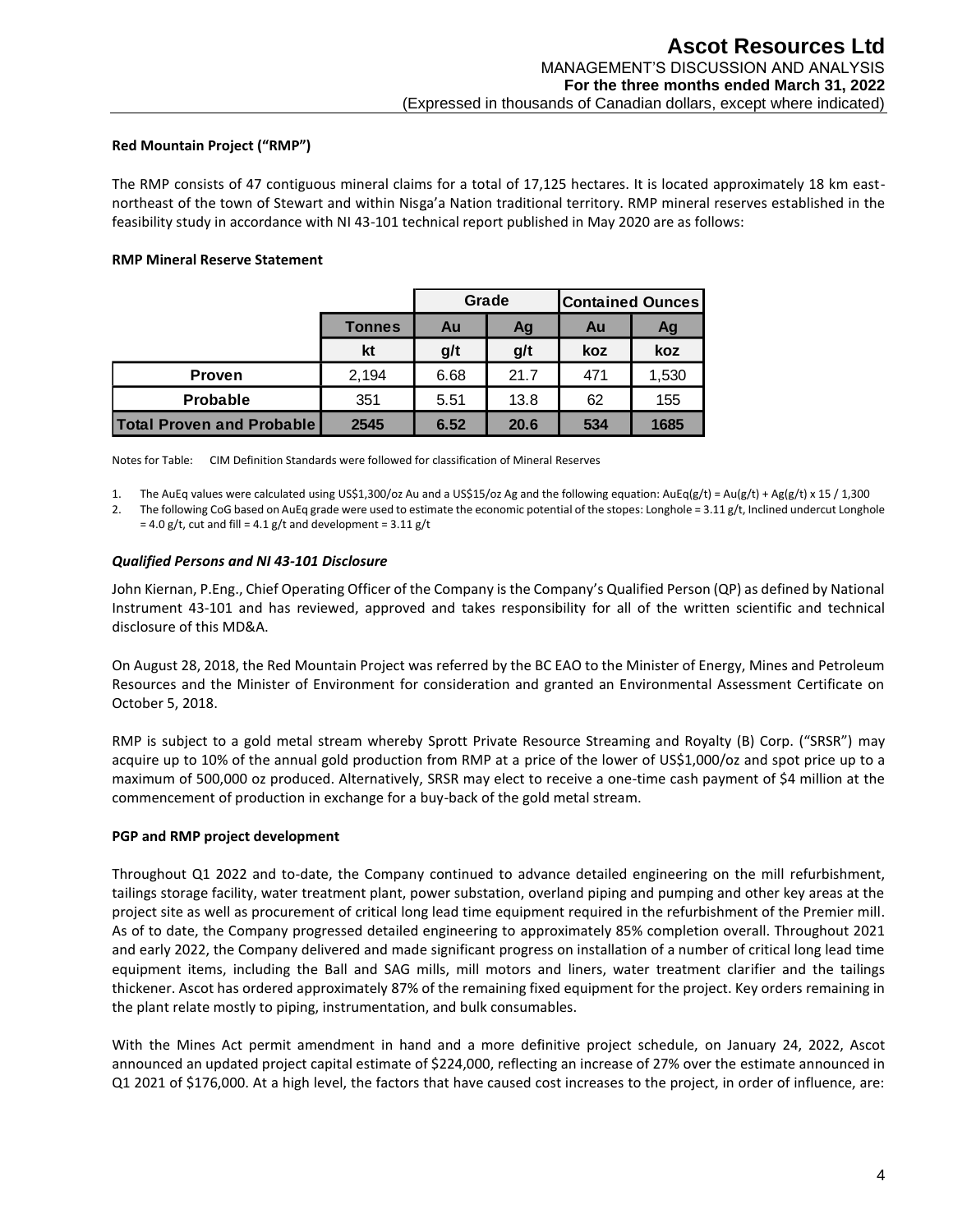**Red Mountain Project ("RMP")**

The RMP consists of 47 contiguous mineral claims for a total of 17,125 hectares. It is located approximately 18 km east-northeast of the town of Stewart and within Nisga'a Nation traditional territory. RMP mineral reserves established in the feasibility study in accordance with NI 43-101 technical report published in May 2020 are as follows:

**RMP Mineral Reserve Statement**

| | | Grade | | Contained Ounces | |
|---|---|---|---|---|---|
| | **Tonnes** | **Au** | **Ag** | **Au** | **Ag** |
| | **kt** | **g/t** | **g/t** | **koz** | **koz** |
| **Proven** | 2,194 | 6.68 | 21.7 | 471 | 1,530 |
| **Probable** | 351 | 5.51 | 13.8 | 62 | 155 |
| **Total Proven and Probable** | **2545** | **6.52** | **20.6** | **534** | **1685** |

Notes for Table: CIM Definition Standards were followed for classification of Mineral Reserves

1. The AuEq values were calculated using US$1,300/oz Au and a US$15/oz Ag and the following equation: AuEq(g/t) = Au(g/t) + Ag(g/t) x 15 / 1,300
2. The following CoG based on AuEq grade were used to estimate the economic potential of the stopes: Longhole = 3.11 g/t, Inclined undercut Longhole = 4.0 g/t, cut and fill = 4.1 g/t and development = 3.11 g/t

***Qualified Persons and NI 43-101 Disclosure***

John Kiernan, P.Eng., Chief Operating Officer of the Company is the Company's Qualified Person (QP) as defined by National Instrument 43-101 and has reviewed, approved and takes responsibility for all of the written scientific and technical disclosure of this MD&A.

On August 28, 2018, the Red Mountain Project was referred by the BC EAO to the Minister of Energy, Mines and Petroleum Resources and the Minister of Environment for consideration and granted an Environmental Assessment Certificate on October 5, 2018.

RMP is subject to a gold metal stream whereby Sprott Private Resource Streaming and Royalty (B) Corp. ("SRSR") may acquire up to 10% of the annual gold production from RMP at a price of the lower of US$1,000/oz and spot price up to a maximum of 500,000 oz produced. Alternatively, SRSR may elect to receive a one-time cash payment of $4 million at the commencement of production in exchange for a buy-back of the gold metal stream.

**PGP and RMP project development**

Throughout Q1 2022 and to-date, the Company continued to advance detailed engineering on the mill refurbishment, tailings storage facility, water treatment plant, power substation, overland piping and pumping and other key areas at the project site as well as procurement of critical long lead time equipment required in the refurbishment of the Premier mill. As of to date, the Company progressed detailed engineering to approximately 85% completion overall. Throughout 2021 and early 2022, the Company delivered and made significant progress on installation of a number of critical long lead time equipment items, including the Ball and SAG mills, mill motors and liners, water treatment clarifier and the tailings thickener. Ascot has ordered approximately 87% of the remaining fixed equipment for the project. Key orders remaining in the plant relate mostly to piping, instrumentation, and bulk consumables.

With the Mines Act permit amendment in hand and a more definitive project schedule, on January 24, 2022, Ascot announced an updated project capital estimate of $224,000, reflecting an increase of 27% over the estimate announced in Q1 2021 of $176,000. At a high level, the factors that have caused cost increases to the project, in order of influence, are: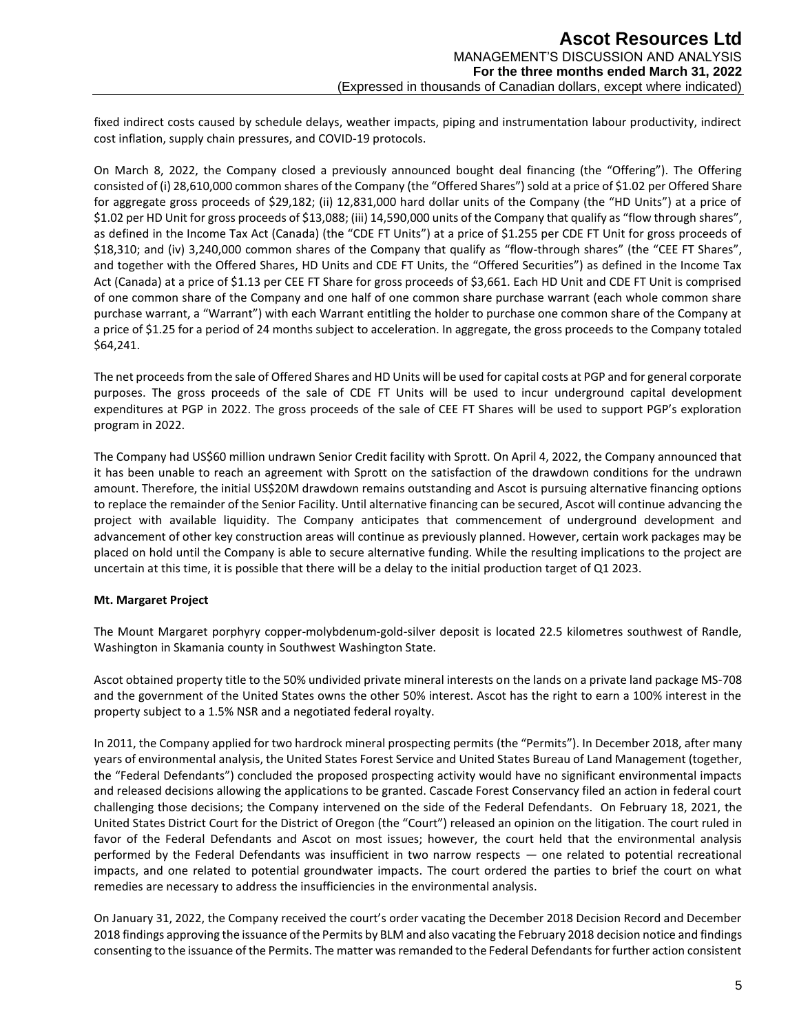fixed indirect costs caused by schedule delays, weather impacts, piping and instrumentation labour productivity, indirect cost inflation, supply chain pressures, and COVID-19 protocols.

On March 8, 2022, the Company closed a previously announced bought deal financing (the "Offering"). The Offering consisted of (i) 28,610,000 common shares of the Company (the "Offered Shares") sold at a price of $1.02 per Offered Share for aggregate gross proceeds of $29,182; (ii) 12,831,000 hard dollar units of the Company (the "HD Units") at a price of $1.02 per HD Unit for gross proceeds of $13,088; (iii) 14,590,000 units of the Company that qualify as "flow through shares", as defined in the Income Tax Act (Canada) (the "CDE FT Units") at a price of $1.255 per CDE FT Unit for gross proceeds of $18,310; and (iv) 3,240,000 common shares of the Company that qualify as "flow-through shares" (the "CEE FT Shares", and together with the Offered Shares, HD Units and CDE FT Units, the "Offered Securities") as defined in the Income Tax Act (Canada) at a price of $1.13 per CEE FT Share for gross proceeds of $3,661. Each HD Unit and CDE FT Unit is comprised of one common share of the Company and one half of one common share purchase warrant (each whole common share purchase warrant, a "Warrant") with each Warrant entitling the holder to purchase one common share of the Company at a price of $1.25 for a period of 24 months subject to acceleration. In aggregate, the gross proceeds to the Company totaled $64,241.

The net proceeds from the sale of Offered Shares and HD Units will be used for capital costs at PGP and for general corporate purposes. The gross proceeds of the sale of CDE FT Units will be used to incur underground capital development expenditures at PGP in 2022. The gross proceeds of the sale of CEE FT Shares will be used to support PGP's exploration program in 2022.

The Company had US$60 million undrawn Senior Credit facility with Sprott. On April 4, 2022, the Company announced that it has been unable to reach an agreement with Sprott on the satisfaction of the drawdown conditions for the undrawn amount. Therefore, the initial US$20M drawdown remains outstanding and Ascot is pursuing alternative financing options to replace the remainder of the Senior Facility. Until alternative financing can be secured, Ascot will continue advancing the project with available liquidity. The Company anticipates that commencement of underground development and advancement of other key construction areas will continue as previously planned. However, certain work packages may be placed on hold until the Company is able to secure alternative funding. While the resulting implications to the project are uncertain at this time, it is possible that there will be a delay to the initial production target of Q1 2023.

**Mt. Margaret Project**

The Mount Margaret porphyry copper-molybdenum-gold-silver deposit is located 22.5 kilometres southwest of Randle, Washington in Skamania county in Southwest Washington State.

Ascot obtained property title to the 50% undivided private mineral interests on the lands on a private land package MS-708 and the government of the United States owns the other 50% interest. Ascot has the right to earn a 100% interest in the property subject to a 1.5% NSR and a negotiated federal royalty.

In 2011, the Company applied for two hardrock mineral prospecting permits (the "Permits"). In December 2018, after many years of environmental analysis, the United States Forest Service and United States Bureau of Land Management (together, the "Federal Defendants") concluded the proposed prospecting activity would have no significant environmental impacts and released decisions allowing the applications to be granted. Cascade Forest Conservancy filed an action in federal court challenging those decisions; the Company intervened on the side of the Federal Defendants. On February 18, 2021, the United States District Court for the District of Oregon (the "Court") released an opinion on the litigation. The court ruled in favor of the Federal Defendants and Ascot on most issues; however, the court held that the environmental analysis performed by the Federal Defendants was insufficient in two narrow respects — one related to potential recreational impacts, and one related to potential groundwater impacts. The court ordered the parties to brief the court on what remedies are necessary to address the insufficiencies in the environmental analysis.

On January 31, 2022, the Company received the court's order vacating the December 2018 Decision Record and December 2018 findings approving the issuance of the Permits by BLM and also vacating the February 2018 decision notice and findings consenting to the issuance of the Permits. The matter was remanded to the Federal Defendants for further action consistent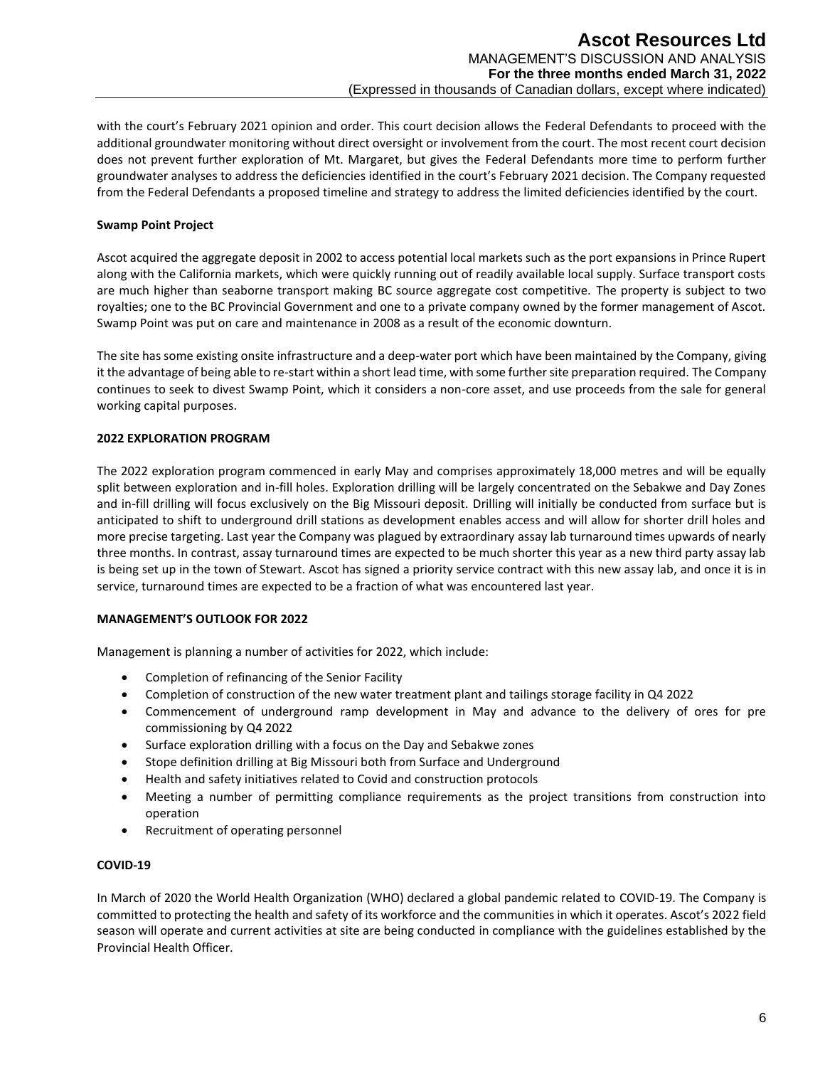with the court's February 2021 opinion and order. This court decision allows the Federal Defendants to proceed with the additional groundwater monitoring without direct oversight or involvement from the court. The most recent court decision does not prevent further exploration of Mt. Margaret, but gives the Federal Defendants more time to perform further groundwater analyses to address the deficiencies identified in the court's February 2021 decision. The Company requested from the Federal Defendants a proposed timeline and strategy to address the limited deficiencies identified by the court.

**Swamp Point Project**

Ascot acquired the aggregate deposit in 2002 to access potential local markets such as the port expansions in Prince Rupert along with the California markets, which were quickly running out of readily available local supply. Surface transport costs are much higher than seaborne transport making BC source aggregate cost competitive. The property is subject to two royalties; one to the BC Provincial Government and one to a private company owned by the former management of Ascot. Swamp Point was put on care and maintenance in 2008 as a result of the economic downturn.

The site has some existing onsite infrastructure and a deep-water port which have been maintained by the Company, giving it the advantage of being able to re-start within a short lead time, with some further site preparation required. The Company continues to seek to divest Swamp Point, which it considers a non-core asset, and use proceeds from the sale for general working capital purposes.

## 2022 EXPLORATION PROGRAM

The 2022 exploration program commenced in early May and comprises approximately 18,000 metres and will be equally split between exploration and in-fill holes. Exploration drilling will be largely concentrated on the Sebakwe and Day Zones and in-fill drilling will focus exclusively on the Big Missouri deposit. Drilling will initially be conducted from surface but is anticipated to shift to underground drill stations as development enables access and will allow for shorter drill holes and more precise targeting. Last year the Company was plagued by extraordinary assay lab turnaround times upwards of nearly three months. In contrast, assay turnaround times are expected to be much shorter this year as a new third party assay lab is being set up in the town of Stewart. Ascot has signed a priority service contract with this new assay lab, and once it is in service, turnaround times are expected to be a fraction of what was encountered last year.

## MANAGEMENT'S OUTLOOK FOR 2022

Management is planning a number of activities for 2022, which include:

- Completion of refinancing of the Senior Facility
- Completion of construction of the new water treatment plant and tailings storage facility in Q4 2022
- Commencement of underground ramp development in May and advance to the delivery of ores for pre commissioning by Q4 2022
- Surface exploration drilling with a focus on the Day and Sebakwe zones
- Stope definition drilling at Big Missouri both from Surface and Underground
- Health and safety initiatives related to Covid and construction protocols
- Meeting a number of permitting compliance requirements as the project transitions from construction into operation
- Recruitment of operating personnel

## COVID-19

In March of 2020 the World Health Organization (WHO) declared a global pandemic related to COVID-19. The Company is committed to protecting the health and safety of its workforce and the communities in which it operates. Ascot's 2022 field season will operate and current activities at site are being conducted in compliance with the guidelines established by the Provincial Health Officer.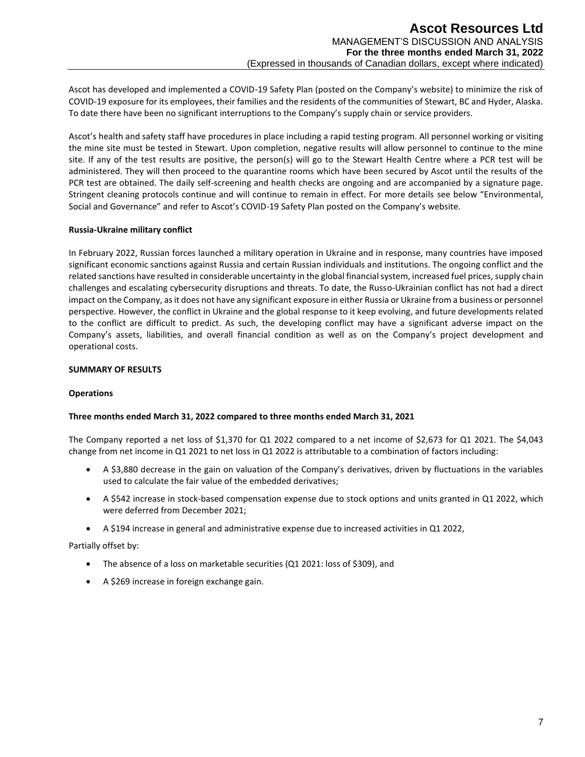Ascot has developed and implemented a COVID-19 Safety Plan (posted on the Company's website) to minimize the risk of COVID-19 exposure for its employees, their families and the residents of the communities of Stewart, BC and Hyder, Alaska. To date there have been no significant interruptions to the Company's supply chain or service providers.

Ascot's health and safety staff have procedures in place including a rapid testing program. All personnel working or visiting the mine site must be tested in Stewart. Upon completion, negative results will allow personnel to continue to the mine site. If any of the test results are positive, the person(s) will go to the Stewart Health Centre where a PCR test will be administered. They will then proceed to the quarantine rooms which have been secured by Ascot until the results of the PCR test are obtained. The daily self-screening and health checks are ongoing and are accompanied by a signature page. Stringent cleaning protocols continue and will continue to remain in effect. For more details see below "Environmental, Social and Governance" and refer to Ascot's COVID-19 Safety Plan posted on the Company's website.

**Russia-Ukraine military conflict**

In February 2022, Russian forces launched a military operation in Ukraine and in response, many countries have imposed significant economic sanctions against Russia and certain Russian individuals and institutions. The ongoing conflict and the related sanctions have resulted in considerable uncertainty in the global financial system, increased fuel prices, supply chain challenges and escalating cybersecurity disruptions and threats. To date, the Russo-Ukrainian conflict has not had a direct impact on the Company, as it does not have any significant exposure in either Russia or Ukraine from a business or personnel perspective. However, the conflict in Ukraine and the global response to it keep evolving, and future developments related to the conflict are difficult to predict. As such, the developing conflict may have a significant adverse impact on the Company's assets, liabilities, and overall financial condition as well as on the Company's project development and operational costs.

## SUMMARY OF RESULTS

### Operations

**Three months ended March 31, 2022 compared to three months ended March 31, 2021**

The Company reported a net loss of $1,370 for Q1 2022 compared to a net income of $2,673 for Q1 2021. The $4,043 change from net income in Q1 2021 to net loss in Q1 2022 is attributable to a combination of factors including:

- A $3,880 decrease in the gain on valuation of the Company's derivatives, driven by fluctuations in the variables used to calculate the fair value of the embedded derivatives;
- A $542 increase in stock-based compensation expense due to stock options and units granted in Q1 2022, which were deferred from December 2021;
- A $194 increase in general and administrative expense due to increased activities in Q1 2022,

Partially offset by:

- The absence of a loss on marketable securities (Q1 2021: loss of $309), and
- A $269 increase in foreign exchange gain.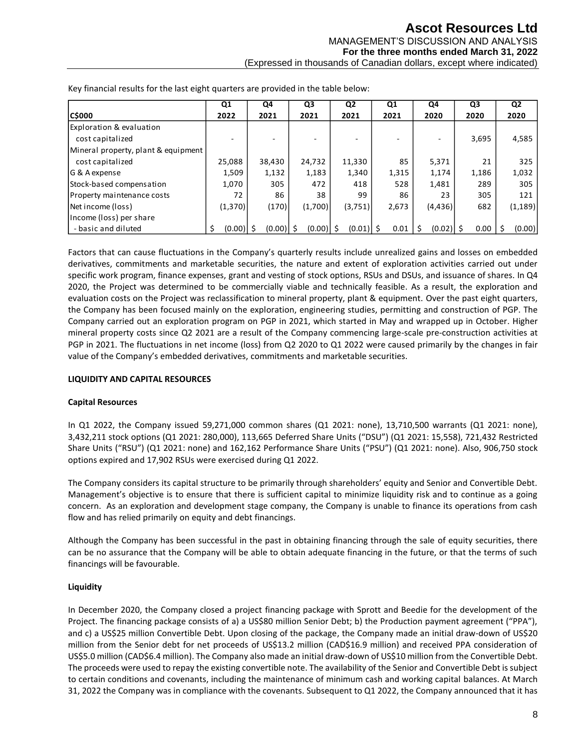Key financial results for the last eight quarters are provided in the table below:

| C$000 | Q1 2022 | Q4 2021 | Q3 2021 | Q2 2021 | Q1 2021 | Q4 2020 | Q3 2020 | Q2 2020 |
|---|---|---|---|---|---|---|---|---|
| Exploration & evaluation cost capitalized | - | - | - | - | - | - | 3,695 | 4,585 |
| Mineral property, plant & equipment cost capitalized | 25,088 | 38,430 | 24,732 | 11,330 | 85 | 5,371 | 21 | 325 |
| G & A expense | 1,509 | 1,132 | 1,183 | 1,340 | 1,315 | 1,174 | 1,186 | 1,032 |
| Stock-based compensation | 1,070 | 305 | 472 | 418 | 528 | 1,481 | 289 | 305 |
| Property maintenance costs | 72 | 86 | 38 | 99 | 86 | 23 | 305 | 121 |
| Net income (loss) | (1,370) | (170) | (1,700) | (3,751) | 2,673 | (4,436) | 682 | (1,189) |
| Income (loss) per share - basic and diluted | $ (0.00) | $ (0.00) | $ (0.00) | $ (0.01) | $ 0.01 | $ (0.02) | $ 0.00 | $ (0.00) |

Factors that can cause fluctuations in the Company's quarterly results include unrealized gains and losses on embedded derivatives, commitments and marketable securities, the nature and extent of exploration activities carried out under specific work program, finance expenses, grant and vesting of stock options, RSUs and DSUs, and issuance of shares. In Q4 2020, the Project was determined to be commercially viable and technically feasible. As a result, the exploration and evaluation costs on the Project was reclassification to mineral property, plant & equipment. Over the past eight quarters, the Company has been focused mainly on the exploration, engineering studies, permitting and construction of PGP. The Company carried out an exploration program on PGP in 2021, which started in May and wrapped up in October. Higher mineral property costs since Q2 2021 are a result of the Company commencing large-scale pre-construction activities at PGP in 2021. The fluctuations in net income (loss) from Q2 2020 to Q1 2022 were caused primarily by the changes in fair value of the Company's embedded derivatives, commitments and marketable securities.

**LIQUIDITY AND CAPITAL RESOURCES**

**Capital Resources**

In Q1 2022, the Company issued 59,271,000 common shares (Q1 2021: none), 13,710,500 warrants (Q1 2021: none), 3,432,211 stock options (Q1 2021: 280,000), 113,665 Deferred Share Units ("DSU") (Q1 2021: 15,558), 721,432 Restricted Share Units ("RSU") (Q1 2021: none) and 162,162 Performance Share Units ("PSU") (Q1 2021: none). Also, 906,750 stock options expired and 17,902 RSUs were exercised during Q1 2022.

The Company considers its capital structure to be primarily through shareholders' equity and Senior and Convertible Debt. Management's objective is to ensure that there is sufficient capital to minimize liquidity risk and to continue as a going concern. As an exploration and development stage company, the Company is unable to finance its operations from cash flow and has relied primarily on equity and debt financings.

Although the Company has been successful in the past in obtaining financing through the sale of equity securities, there can be no assurance that the Company will be able to obtain adequate financing in the future, or that the terms of such financings will be favourable.

**Liquidity**

In December 2020, the Company closed a project financing package with Sprott and Beedie for the development of the Project. The financing package consists of a) a US$80 million Senior Debt; b) the Production payment agreement ("PPA"), and c) a US$25 million Convertible Debt. Upon closing of the package, the Company made an initial draw-down of US$20 million from the Senior debt for net proceeds of US$13.2 million (CAD$16.9 million) and received PPA consideration of US$5.0 million (CAD$6.4 million). The Company also made an initial draw-down of US$10 million from the Convertible Debt. The proceeds were used to repay the existing convertible note. The availability of the Senior and Convertible Debt is subject to certain conditions and covenants, including the maintenance of minimum cash and working capital balances. At March 31, 2022 the Company was in compliance with the covenants. Subsequent to Q1 2022, the Company announced that it has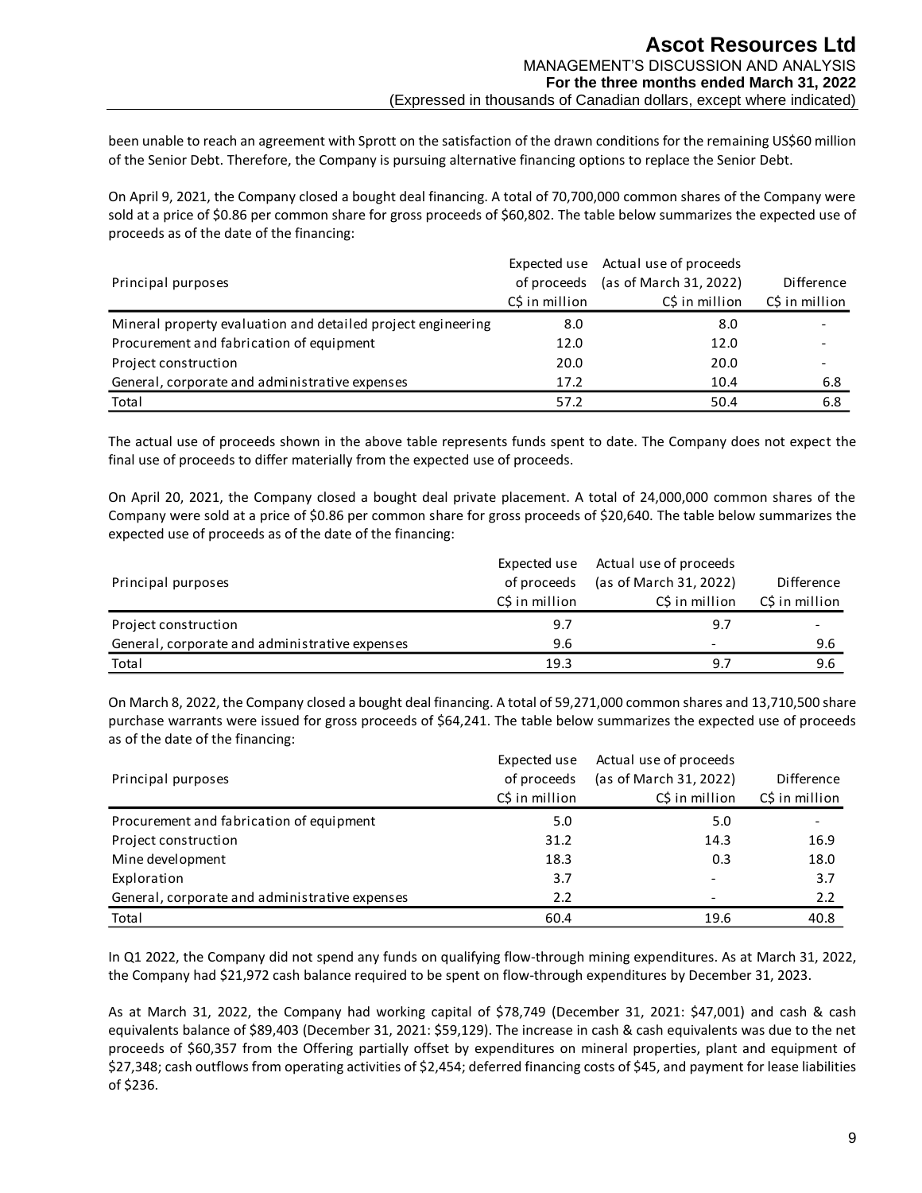been unable to reach an agreement with Sprott on the satisfaction of the drawn conditions for the remaining US$60 million of the Senior Debt. Therefore, the Company is pursuing alternative financing options to replace the Senior Debt.

On April 9, 2021, the Company closed a bought deal financing. A total of 70,700,000 common shares of the Company were sold at a price of $0.86 per common share for gross proceeds of $60,802. The table below summarizes the expected use of proceeds as of the date of the financing:

| Principal purposes | Expected use of proceeds C$ in million | Actual use of proceeds (as of March 31, 2022) C$ in million | Difference C$ in million |
|---|---|---|---|
| Mineral property evaluation and detailed project engineering | 8.0 | 8.0 | - |
| Procurement and fabrication of equipment | 12.0 | 12.0 | - |
| Project construction | 20.0 | 20.0 | - |
| General, corporate and administrative expenses | 17.2 | 10.4 | 6.8 |
| Total | 57.2 | 50.4 | 6.8 |

The actual use of proceeds shown in the above table represents funds spent to date. The Company does not expect the final use of proceeds to differ materially from the expected use of proceeds.

On April 20, 2021, the Company closed a bought deal private placement. A total of 24,000,000 common shares of the Company were sold at a price of $0.86 per common share for gross proceeds of $20,640. The table below summarizes the expected use of proceeds as of the date of the financing:

| Principal purposes | Expected use of proceeds C$ in million | Actual use of proceeds (as of March 31, 2022) C$ in million | Difference C$ in million |
|---|---|---|---|
| Project construction | 9.7 | 9.7 | - |
| General, corporate and administrative expenses | 9.6 | - | 9.6 |
| Total | 19.3 | 9.7 | 9.6 |

On March 8, 2022, the Company closed a bought deal financing. A total of 59,271,000 common shares and 13,710,500 share purchase warrants were issued for gross proceeds of $64,241. The table below summarizes the expected use of proceeds as of the date of the financing:

| Principal purposes | Expected use of proceeds C$ in million | Actual use of proceeds (as of March 31, 2022) C$ in million | Difference C$ in million |
|---|---|---|---|
| Procurement and fabrication of equipment | 5.0 | 5.0 | - |
| Project construction | 31.2 | 14.3 | 16.9 |
| Mine development | 18.3 | 0.3 | 18.0 |
| Exploration | 3.7 | - | 3.7 |
| General, corporate and administrative expenses | 2.2 | - | 2.2 |
| Total | 60.4 | 19.6 | 40.8 |

In Q1 2022, the Company did not spend any funds on qualifying flow-through mining expenditures. As at March 31, 2022, the Company had $21,972 cash balance required to be spent on flow-through expenditures by December 31, 2023.

As at March 31, 2022, the Company had working capital of $78,749 (December 31, 2021: $47,001) and cash & cash equivalents balance of $89,403 (December 31, 2021: $59,129). The increase in cash & cash equivalents was due to the net proceeds of $60,357 from the Offering partially offset by expenditures on mineral properties, plant and equipment of $27,348; cash outflows from operating activities of $2,454; deferred financing costs of $45, and payment for lease liabilities of $236.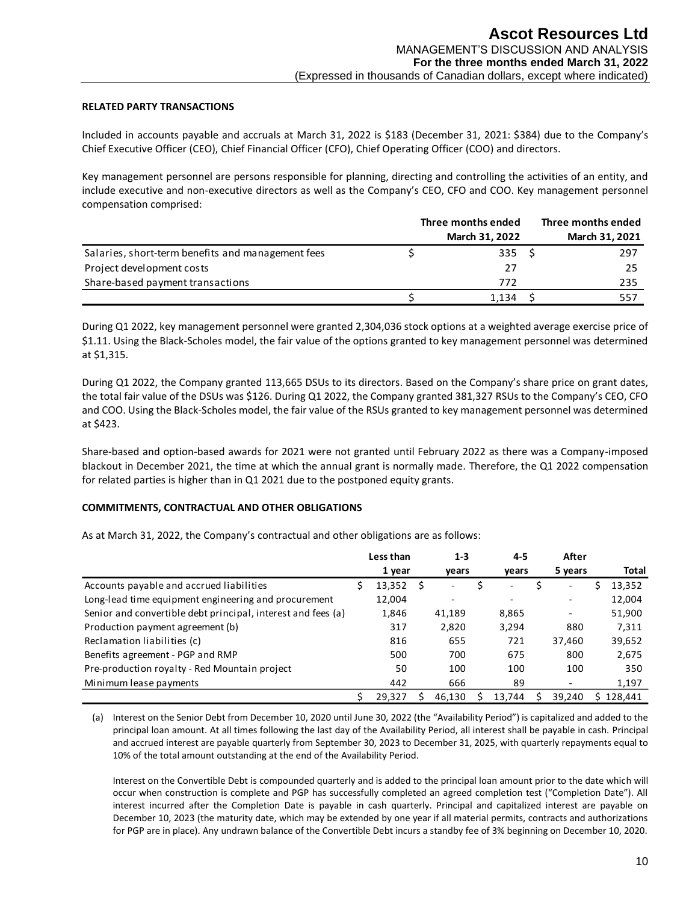## RELATED PARTY TRANSACTIONS

Included in accounts payable and accruals at March 31, 2022 is $183 (December 31, 2021: $384) due to the Company's Chief Executive Officer (CEO), Chief Financial Officer (CFO), Chief Operating Officer (COO) and directors.

Key management personnel are persons responsible for planning, directing and controlling the activities of an entity, and include executive and non-executive directors as well as the Company's CEO, CFO and COO. Key management personnel compensation comprised:

| | Three months ended March 31, 2022 | Three months ended March 31, 2021 |
|---|---|---|
| Salaries, short-term benefits and management fees | $ 335 | $ 297 |
| Project development costs | 27 | 25 |
| Share-based payment transactions | 772 | 235 |
| | $ 1,134 | $ 557 |

During Q1 2022, key management personnel were granted 2,304,036 stock options at a weighted average exercise price of $1.11. Using the Black-Scholes model, the fair value of the options granted to key management personnel was determined at $1,315.

During Q1 2022, the Company granted 113,665 DSUs to its directors. Based on the Company's share price on grant dates, the total fair value of the DSUs was $126. During Q1 2022, the Company granted 381,327 RSUs to the Company's CEO, CFO and COO. Using the Black-Scholes model, the fair value of the RSUs granted to key management personnel was determined at $423.

Share-based and option-based awards for 2021 were not granted until February 2022 as there was a Company-imposed blackout in December 2021, the time at which the annual grant is normally made. Therefore, the Q1 2022 compensation for related parties is higher than in Q1 2021 due to the postponed equity grants.

## COMMITMENTS, CONTRACTUAL AND OTHER OBLIGATIONS

As at March 31, 2022, the Company's contractual and other obligations are as follows:

| | Less than 1 year | 1-3 years | 4-5 years | After 5 years | Total |
|---|---|---|---|---|---|
| Accounts payable and accrued liabilities | $ 13,352 | $ - | $ - | $ - | $ 13,352 |
| Long-lead time equipment engineering and procurement | 12,004 | - | - | - | 12,004 |
| Senior and convertible debt principal, interest and fees (a) | 1,846 | 41,189 | 8,865 | - | 51,900 |
| Production payment agreement (b) | 317 | 2,820 | 3,294 | 880 | 7,311 |
| Reclamation liabilities (c) | 816 | 655 | 721 | 37,460 | 39,652 |
| Benefits agreement - PGP and RMP | 500 | 700 | 675 | 800 | 2,675 |
| Pre-production royalty - Red Mountain project | 50 | 100 | 100 | 100 | 350 |
| Minimum lease payments | 442 | 666 | 89 | - | 1,197 |
| | $ 29,327 | $ 46,130 | $ 13,744 | $ 39,240 | $ 128,441 |

(a) Interest on the Senior Debt from December 10, 2020 until June 30, 2022 (the "Availability Period") is capitalized and added to the principal loan amount. At all times following the last day of the Availability Period, all interest shall be payable in cash. Principal and accrued interest are payable quarterly from September 30, 2023 to December 31, 2025, with quarterly repayments equal to 10% of the total amount outstanding at the end of the Availability Period.

Interest on the Convertible Debt is compounded quarterly and is added to the principal loan amount prior to the date which will occur when construction is complete and PGP has successfully completed an agreed completion test ("Completion Date"). All interest incurred after the Completion Date is payable in cash quarterly. Principal and capitalized interest are payable on December 10, 2023 (the maturity date, which may be extended by one year if all material permits, contracts and authorizations for PGP are in place). Any undrawn balance of the Convertible Debt incurs a standby fee of 3% beginning on December 10, 2020.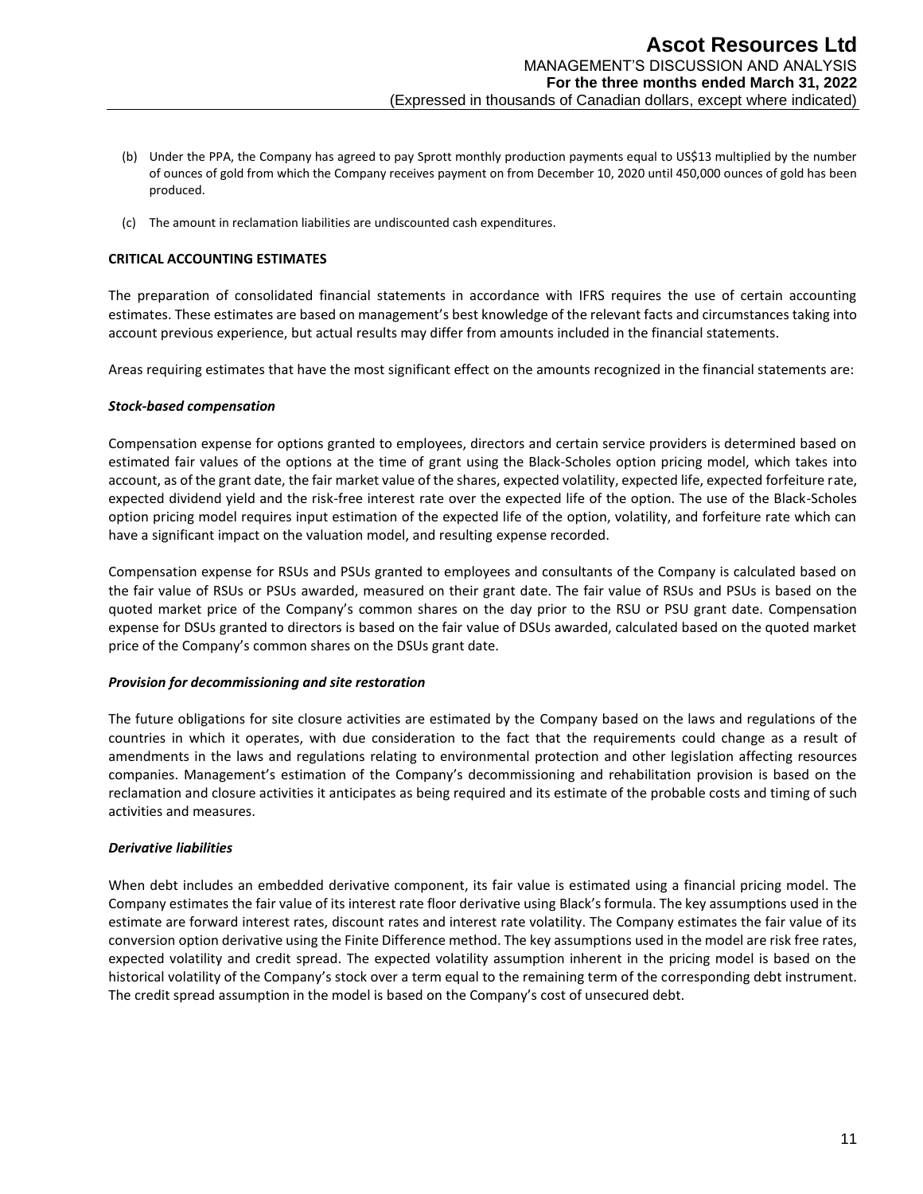(b) Under the PPA, the Company has agreed to pay Sprott monthly production payments equal to US$13 multiplied by the number of ounces of gold from which the Company receives payment on from December 10, 2020 until 450,000 ounces of gold has been produced.

(c) The amount in reclamation liabilities are undiscounted cash expenditures.

## CRITICAL ACCOUNTING ESTIMATES

The preparation of consolidated financial statements in accordance with IFRS requires the use of certain accounting estimates. These estimates are based on management's best knowledge of the relevant facts and circumstances taking into account previous experience, but actual results may differ from amounts included in the financial statements.

Areas requiring estimates that have the most significant effect on the amounts recognized in the financial statements are:

### *Stock-based compensation*

Compensation expense for options granted to employees, directors and certain service providers is determined based on estimated fair values of the options at the time of grant using the Black-Scholes option pricing model, which takes into account, as of the grant date, the fair market value of the shares, expected volatility, expected life, expected forfeiture rate, expected dividend yield and the risk-free interest rate over the expected life of the option. The use of the Black-Scholes option pricing model requires input estimation of the expected life of the option, volatility, and forfeiture rate which can have a significant impact on the valuation model, and resulting expense recorded.

Compensation expense for RSUs and PSUs granted to employees and consultants of the Company is calculated based on the fair value of RSUs or PSUs awarded, measured on their grant date. The fair value of RSUs and PSUs is based on the quoted market price of the Company's common shares on the day prior to the RSU or PSU grant date. Compensation expense for DSUs granted to directors is based on the fair value of DSUs awarded, calculated based on the quoted market price of the Company's common shares on the DSUs grant date.

### *Provision for decommissioning and site restoration*

The future obligations for site closure activities are estimated by the Company based on the laws and regulations of the countries in which it operates, with due consideration to the fact that the requirements could change as a result of amendments in the laws and regulations relating to environmental protection and other legislation affecting resources companies. Management's estimation of the Company's decommissioning and rehabilitation provision is based on the reclamation and closure activities it anticipates as being required and its estimate of the probable costs and timing of such activities and measures.

### *Derivative liabilities*

When debt includes an embedded derivative component, its fair value is estimated using a financial pricing model. The Company estimates the fair value of its interest rate floor derivative using Black's formula. The key assumptions used in the estimate are forward interest rates, discount rates and interest rate volatility. The Company estimates the fair value of its conversion option derivative using the Finite Difference method. The key assumptions used in the model are risk free rates, expected volatility and credit spread. The expected volatility assumption inherent in the pricing model is based on the historical volatility of the Company's stock over a term equal to the remaining term of the corresponding debt instrument. The credit spread assumption in the model is based on the Company's cost of unsecured debt.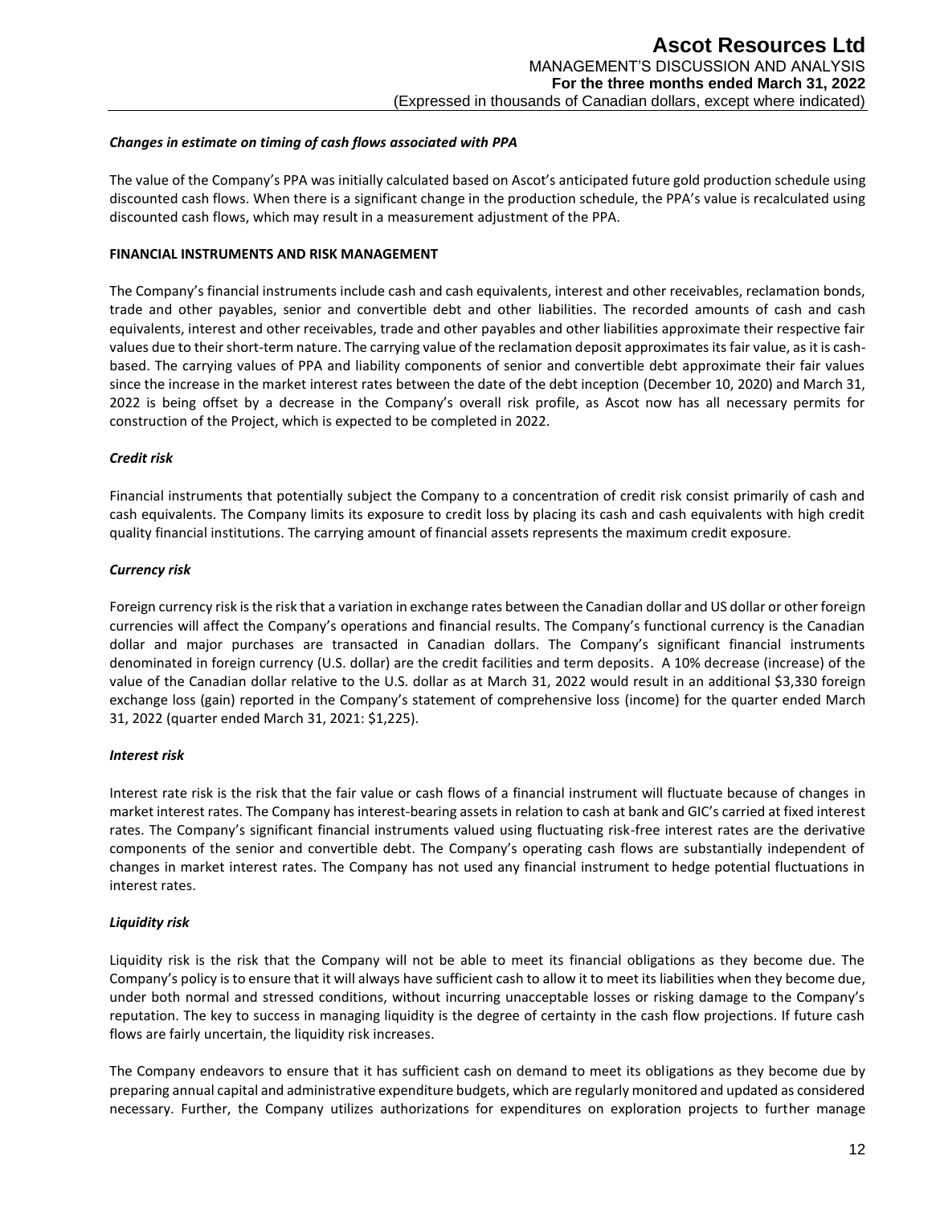***Changes in estimate on timing of cash flows associated with PPA***

The value of the Company's PPA was initially calculated based on Ascot's anticipated future gold production schedule using discounted cash flows. When there is a significant change in the production schedule, the PPA's value is recalculated using discounted cash flows, which may result in a measurement adjustment of the PPA.

**FINANCIAL INSTRUMENTS AND RISK MANAGEMENT**

The Company's financial instruments include cash and cash equivalents, interest and other receivables, reclamation bonds, trade and other payables, senior and convertible debt and other liabilities. The recorded amounts of cash and cash equivalents, interest and other receivables, trade and other payables and other liabilities approximate their respective fair values due to their short-term nature. The carrying value of the reclamation deposit approximates its fair value, as it is cash-based. The carrying values of PPA and liability components of senior and convertible debt approximate their fair values since the increase in the market interest rates between the date of the debt inception (December 10, 2020) and March 31, 2022 is being offset by a decrease in the Company's overall risk profile, as Ascot now has all necessary permits for construction of the Project, which is expected to be completed in 2022.

***Credit risk***

Financial instruments that potentially subject the Company to a concentration of credit risk consist primarily of cash and cash equivalents. The Company limits its exposure to credit loss by placing its cash and cash equivalents with high credit quality financial institutions. The carrying amount of financial assets represents the maximum credit exposure.

***Currency risk***

Foreign currency risk is the risk that a variation in exchange rates between the Canadian dollar and US dollar or other foreign currencies will affect the Company's operations and financial results. The Company's functional currency is the Canadian dollar and major purchases are transacted in Canadian dollars. The Company's significant financial instruments denominated in foreign currency (U.S. dollar) are the credit facilities and term deposits. A 10% decrease (increase) of the value of the Canadian dollar relative to the U.S. dollar as at March 31, 2022 would result in an additional $3,330 foreign exchange loss (gain) reported in the Company's statement of comprehensive loss (income) for the quarter ended March 31, 2022 (quarter ended March 31, 2021: $1,225).

***Interest risk***

Interest rate risk is the risk that the fair value or cash flows of a financial instrument will fluctuate because of changes in market interest rates. The Company has interest-bearing assets in relation to cash at bank and GIC's carried at fixed interest rates. The Company's significant financial instruments valued using fluctuating risk-free interest rates are the derivative components of the senior and convertible debt. The Company's operating cash flows are substantially independent of changes in market interest rates. The Company has not used any financial instrument to hedge potential fluctuations in interest rates.

***Liquidity risk***

Liquidity risk is the risk that the Company will not be able to meet its financial obligations as they become due. The Company's policy is to ensure that it will always have sufficient cash to allow it to meet its liabilities when they become due, under both normal and stressed conditions, without incurring unacceptable losses or risking damage to the Company's reputation. The key to success in managing liquidity is the degree of certainty in the cash flow projections. If future cash flows are fairly uncertain, the liquidity risk increases.

The Company endeavors to ensure that it has sufficient cash on demand to meet its obligations as they become due by preparing annual capital and administrative expenditure budgets, which are regularly monitored and updated as considered necessary. Further, the Company utilizes authorizations for expenditures on exploration projects to further manage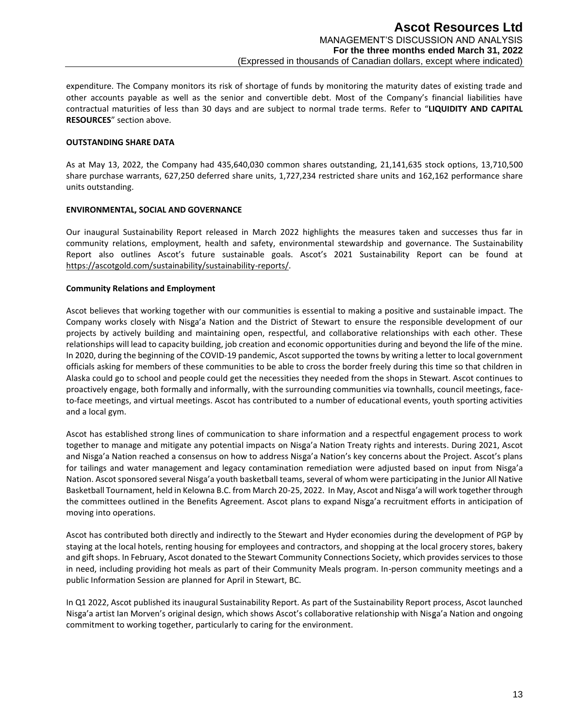expenditure. The Company monitors its risk of shortage of funds by monitoring the maturity dates of existing trade and other accounts payable as well as the senior and convertible debt. Most of the Company's financial liabilities have contractual maturities of less than 30 days and are subject to normal trade terms. Refer to "**LIQUIDITY AND CAPITAL RESOURCES**" section above.

## OUTSTANDING SHARE DATA

As at May 13, 2022, the Company had 435,640,030 common shares outstanding, 21,141,635 stock options, 13,710,500 share purchase warrants, 627,250 deferred share units, 1,727,234 restricted share units and 162,162 performance share units outstanding.

## ENVIRONMENTAL, SOCIAL AND GOVERNANCE

Our inaugural Sustainability Report released in March 2022 highlights the measures taken and successes thus far in community relations, employment, health and safety, environmental stewardship and governance. The Sustainability Report also outlines Ascot's future sustainable goals. Ascot's 2021 Sustainability Report can be found at https://ascotgold.com/sustainability/sustainability-reports/.

### Community Relations and Employment

Ascot believes that working together with our communities is essential to making a positive and sustainable impact. The Company works closely with Nisga'a Nation and the District of Stewart to ensure the responsible development of our projects by actively building and maintaining open, respectful, and collaborative relationships with each other. These relationships will lead to capacity building, job creation and economic opportunities during and beyond the life of the mine. In 2020, during the beginning of the COVID-19 pandemic, Ascot supported the towns by writing a letter to local government officials asking for members of these communities to be able to cross the border freely during this time so that children in Alaska could go to school and people could get the necessities they needed from the shops in Stewart. Ascot continues to proactively engage, both formally and informally, with the surrounding communities via townhalls, council meetings, face-to-face meetings, and virtual meetings. Ascot has contributed to a number of educational events, youth sporting activities and a local gym.

Ascot has established strong lines of communication to share information and a respectful engagement process to work together to manage and mitigate any potential impacts on Nisga'a Nation Treaty rights and interests. During 2021, Ascot and Nisga'a Nation reached a consensus on how to address Nisga'a Nation's key concerns about the Project. Ascot's plans for tailings and water management and legacy contamination remediation were adjusted based on input from Nisga'a Nation. Ascot sponsored several Nisga'a youth basketball teams, several of whom were participating in the Junior All Native Basketball Tournament, held in Kelowna B.C. from March 20-25, 2022. In May, Ascot and Nisga'a will work together through the committees outlined in the Benefits Agreement. Ascot plans to expand Nisga'a recruitment efforts in anticipation of moving into operations.

Ascot has contributed both directly and indirectly to the Stewart and Hyder economies during the development of PGP by staying at the local hotels, renting housing for employees and contractors, and shopping at the local grocery stores, bakery and gift shops. In February, Ascot donated to the Stewart Community Connections Society, which provides services to those in need, including providing hot meals as part of their Community Meals program. In-person community meetings and a public Information Session are planned for April in Stewart, BC.

In Q1 2022, Ascot published its inaugural Sustainability Report. As part of the Sustainability Report process, Ascot launched Nisga'a artist Ian Morven's original design, which shows Ascot's collaborative relationship with Nisga'a Nation and ongoing commitment to working together, particularly to caring for the environment.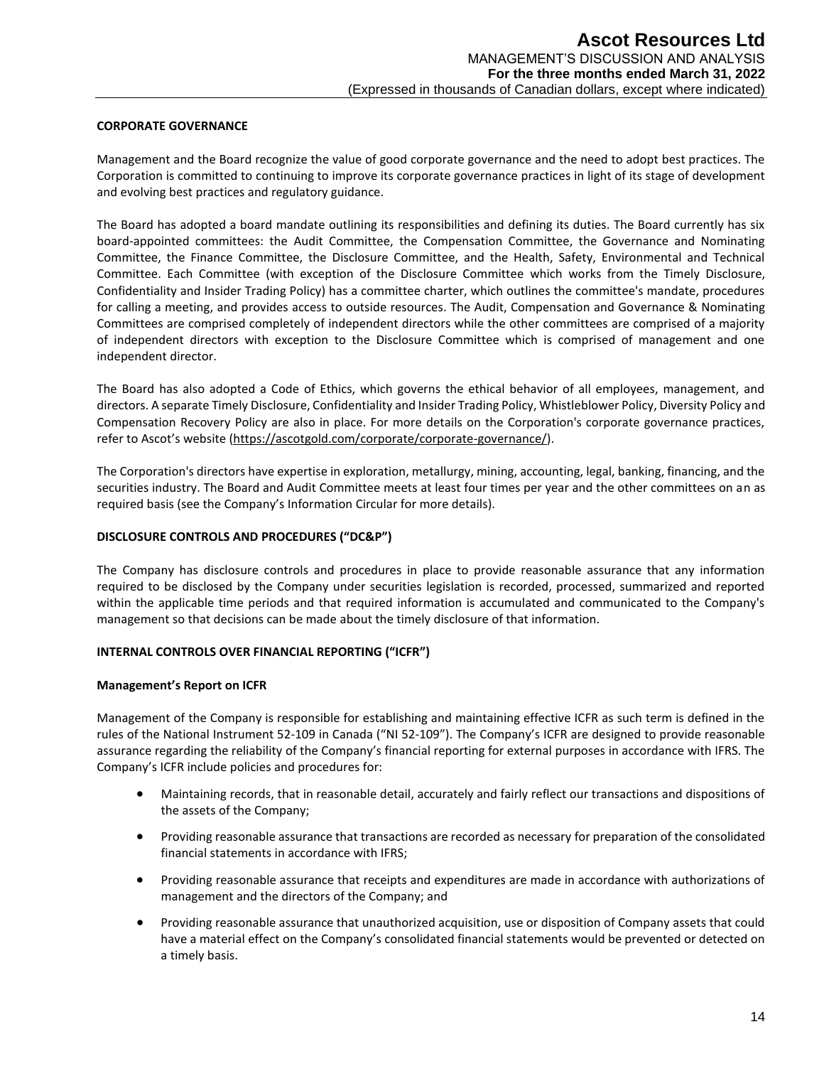## CORPORATE GOVERNANCE

Management and the Board recognize the value of good corporate governance and the need to adopt best practices. The Corporation is committed to continuing to improve its corporate governance practices in light of its stage of development and evolving best practices and regulatory guidance.

The Board has adopted a board mandate outlining its responsibilities and defining its duties. The Board currently has six board-appointed committees: the Audit Committee, the Compensation Committee, the Governance and Nominating Committee, the Finance Committee, the Disclosure Committee, and the Health, Safety, Environmental and Technical Committee. Each Committee (with exception of the Disclosure Committee which works from the Timely Disclosure, Confidentiality and Insider Trading Policy) has a committee charter, which outlines the committee's mandate, procedures for calling a meeting, and provides access to outside resources. The Audit, Compensation and Governance & Nominating Committees are comprised completely of independent directors while the other committees are comprised of a majority of independent directors with exception to the Disclosure Committee which is comprised of management and one independent director.

The Board has also adopted a Code of Ethics, which governs the ethical behavior of all employees, management, and directors. A separate Timely Disclosure, Confidentiality and Insider Trading Policy, Whistleblower Policy, Diversity Policy and Compensation Recovery Policy are also in place. For more details on the Corporation's corporate governance practices, refer to Ascot's website (https://ascotgold.com/corporate/corporate-governance/).

The Corporation's directors have expertise in exploration, metallurgy, mining, accounting, legal, banking, financing, and the securities industry. The Board and Audit Committee meets at least four times per year and the other committees on an as required basis (see the Company's Information Circular for more details).

## DISCLOSURE CONTROLS AND PROCEDURES ("DC&P")

The Company has disclosure controls and procedures in place to provide reasonable assurance that any information required to be disclosed by the Company under securities legislation is recorded, processed, summarized and reported within the applicable time periods and that required information is accumulated and communicated to the Company's management so that decisions can be made about the timely disclosure of that information.

## INTERNAL CONTROLS OVER FINANCIAL REPORTING ("ICFR")

### Management's Report on ICFR

Management of the Company is responsible for establishing and maintaining effective ICFR as such term is defined in the rules of the National Instrument 52-109 in Canada ("NI 52-109"). The Company's ICFR are designed to provide reasonable assurance regarding the reliability of the Company's financial reporting for external purposes in accordance with IFRS. The Company's ICFR include policies and procedures for:

- Maintaining records, that in reasonable detail, accurately and fairly reflect our transactions and dispositions of the assets of the Company;
- Providing reasonable assurance that transactions are recorded as necessary for preparation of the consolidated financial statements in accordance with IFRS;
- Providing reasonable assurance that receipts and expenditures are made in accordance with authorizations of management and the directors of the Company; and
- Providing reasonable assurance that unauthorized acquisition, use or disposition of Company assets that could have a material effect on the Company's consolidated financial statements would be prevented or detected on a timely basis.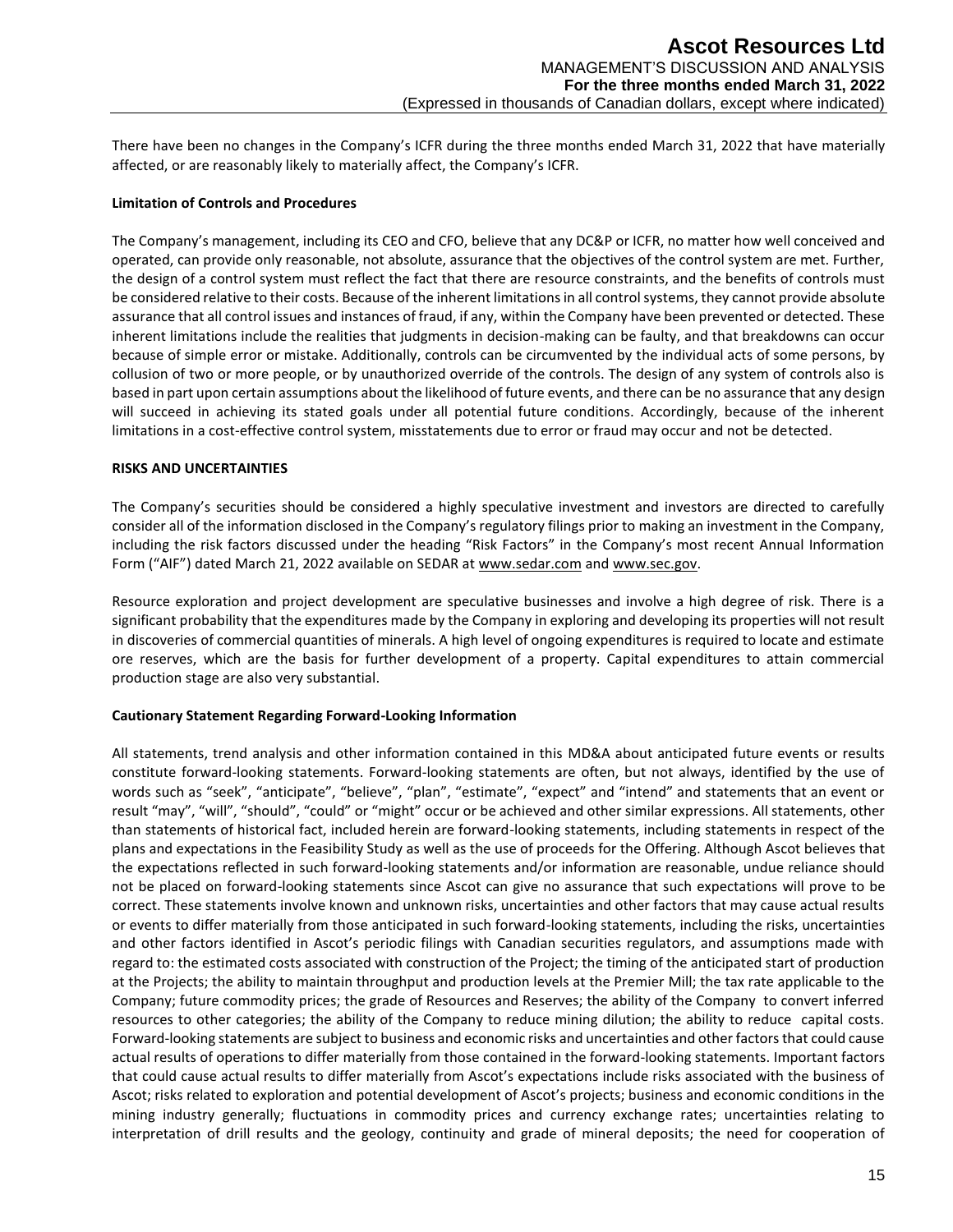There have been no changes in the Company's ICFR during the three months ended March 31, 2022 that have materially affected, or are reasonably likely to materially affect, the Company's ICFR.

**Limitation of Controls and Procedures**

The Company's management, including its CEO and CFO, believe that any DC&P or ICFR, no matter how well conceived and operated, can provide only reasonable, not absolute, assurance that the objectives of the control system are met. Further, the design of a control system must reflect the fact that there are resource constraints, and the benefits of controls must be considered relative to their costs. Because of the inherent limitations in all control systems, they cannot provide absolute assurance that all control issues and instances of fraud, if any, within the Company have been prevented or detected. These inherent limitations include the realities that judgments in decision-making can be faulty, and that breakdowns can occur because of simple error or mistake. Additionally, controls can be circumvented by the individual acts of some persons, by collusion of two or more people, or by unauthorized override of the controls. The design of any system of controls also is based in part upon certain assumptions about the likelihood of future events, and there can be no assurance that any design will succeed in achieving its stated goals under all potential future conditions. Accordingly, because of the inherent limitations in a cost-effective control system, misstatements due to error or fraud may occur and not be detected.

## RISKS AND UNCERTAINTIES

The Company's securities should be considered a highly speculative investment and investors are directed to carefully consider all of the information disclosed in the Company's regulatory filings prior to making an investment in the Company, including the risk factors discussed under the heading "Risk Factors" in the Company's most recent Annual Information Form ("AIF") dated March 21, 2022 available on SEDAR at www.sedar.com and www.sec.gov.

Resource exploration and project development are speculative businesses and involve a high degree of risk. There is a significant probability that the expenditures made by the Company in exploring and developing its properties will not result in discoveries of commercial quantities of minerals. A high level of ongoing expenditures is required to locate and estimate ore reserves, which are the basis for further development of a property. Capital expenditures to attain commercial production stage are also very substantial.

**Cautionary Statement Regarding Forward-Looking Information**

All statements, trend analysis and other information contained in this MD&A about anticipated future events or results constitute forward-looking statements. Forward-looking statements are often, but not always, identified by the use of words such as "seek", "anticipate", "believe", "plan", "estimate", "expect" and "intend" and statements that an event or result "may", "will", "should", "could" or "might" occur or be achieved and other similar expressions. All statements, other than statements of historical fact, included herein are forward-looking statements, including statements in respect of the plans and expectations in the Feasibility Study as well as the use of proceeds for the Offering. Although Ascot believes that the expectations reflected in such forward-looking statements and/or information are reasonable, undue reliance should not be placed on forward-looking statements since Ascot can give no assurance that such expectations will prove to be correct. These statements involve known and unknown risks, uncertainties and other factors that may cause actual results or events to differ materially from those anticipated in such forward-looking statements, including the risks, uncertainties and other factors identified in Ascot's periodic filings with Canadian securities regulators, and assumptions made with regard to: the estimated costs associated with construction of the Project; the timing of the anticipated start of production at the Projects; the ability to maintain throughput and production levels at the Premier Mill; the tax rate applicable to the Company; future commodity prices; the grade of Resources and Reserves; the ability of the Company to convert inferred resources to other categories; the ability of the Company to reduce mining dilution; the ability to reduce capital costs. Forward-looking statements are subject to business and economic risks and uncertainties and other factors that could cause actual results of operations to differ materially from those contained in the forward-looking statements. Important factors that could cause actual results to differ materially from Ascot's expectations include risks associated with the business of Ascot; risks related to exploration and potential development of Ascot's projects; business and economic conditions in the mining industry generally; fluctuations in commodity prices and currency exchange rates; uncertainties relating to interpretation of drill results and the geology, continuity and grade of mineral deposits; the need for cooperation of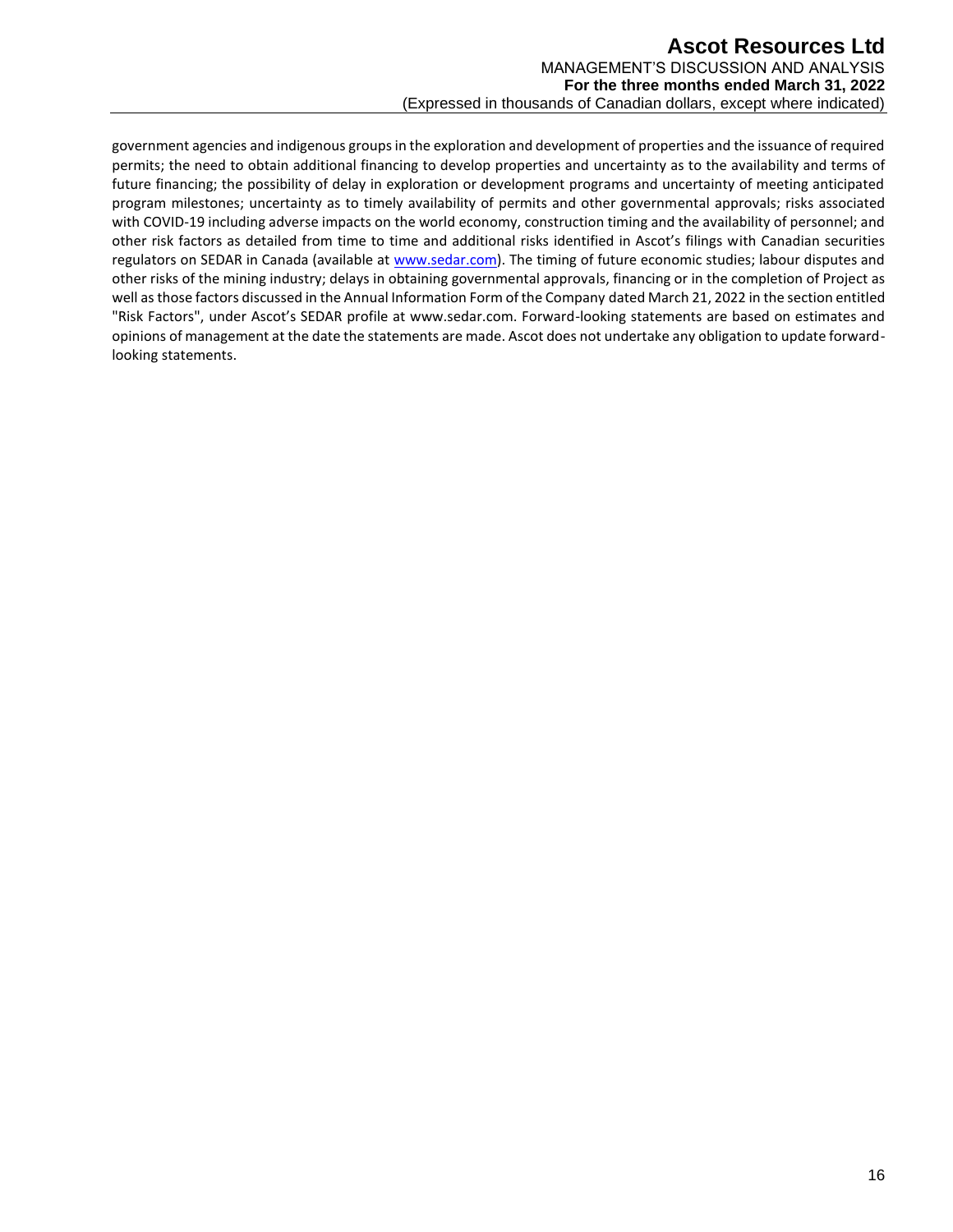government agencies and indigenous groups in the exploration and development of properties and the issuance of required permits; the need to obtain additional financing to develop properties and uncertainty as to the availability and terms of future financing; the possibility of delay in exploration or development programs and uncertainty of meeting anticipated program milestones; uncertainty as to timely availability of permits and other governmental approvals; risks associated with COVID-19 including adverse impacts on the world economy, construction timing and the availability of personnel; and other risk factors as detailed from time to time and additional risks identified in Ascot's filings with Canadian securities regulators on SEDAR in Canada (available at www.sedar.com). The timing of future economic studies; labour disputes and other risks of the mining industry; delays in obtaining governmental approvals, financing or in the completion of Project as well as those factors discussed in the Annual Information Form of the Company dated March 21, 2022 in the section entitled "Risk Factors", under Ascot's SEDAR profile at www.sedar.com. Forward-looking statements are based on estimates and opinions of management at the date the statements are made. Ascot does not undertake any obligation to update forward-looking statements.